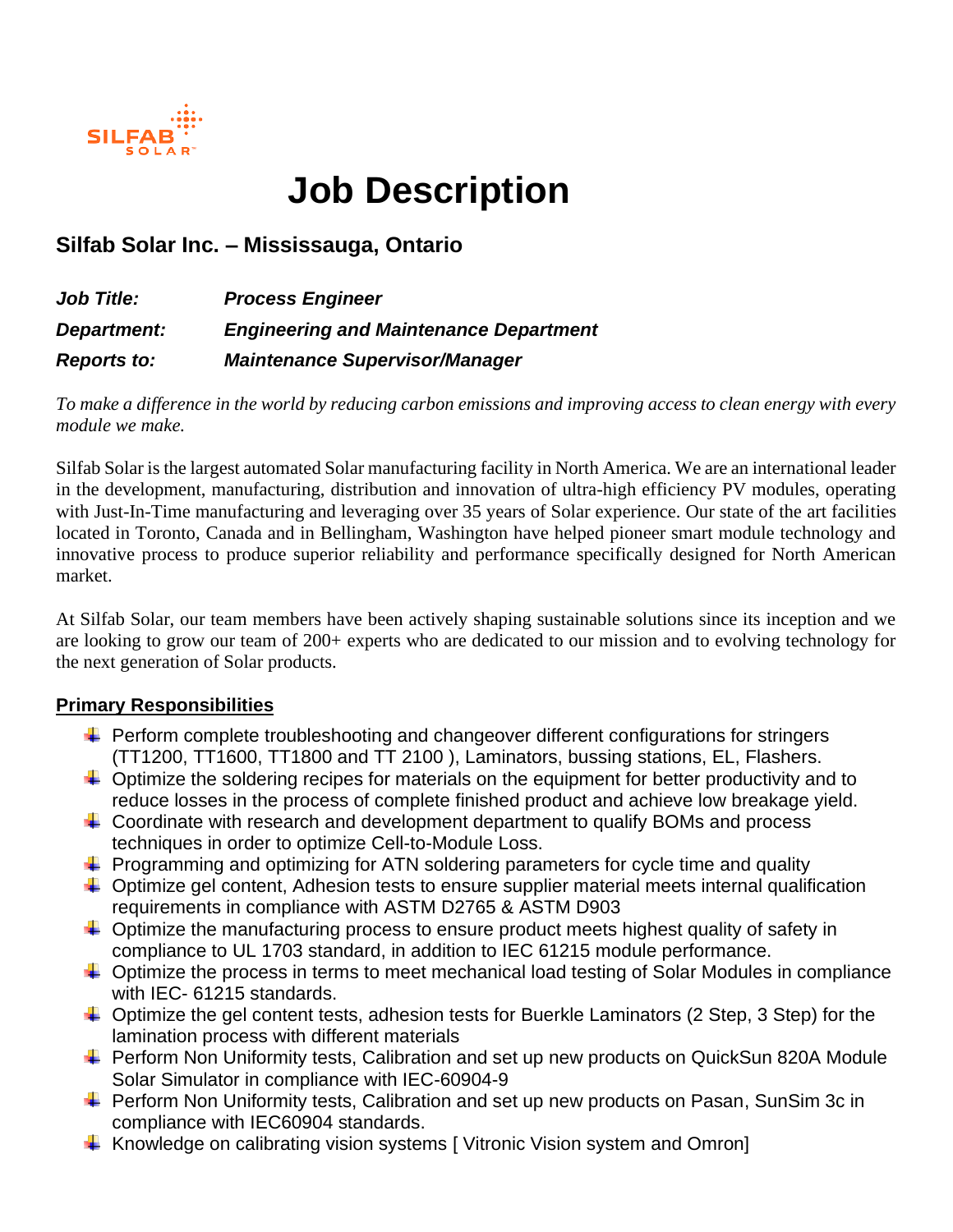SILFAB SOLAR

# Job Description

## Silfab Solar Inc. – Mississauga, Ontario

***Job Title:*** ***Process Engineer***

***Department:*** ***Engineering and Maintenance Department***

***Reports to:*** ***Maintenance Supervisor/Manager***

*To make a difference in the world by reducing carbon emissions and improving access to clean energy with every module we make.*

Silfab Solar is the largest automated Solar manufacturing facility in North America. We are an international leader in the development, manufacturing, distribution and innovation of ultra-high efficiency PV modules, operating with Just-In-Time manufacturing and leveraging over 35 years of Solar experience. Our state of the art facilities located in Toronto, Canada and in Bellingham, Washington have helped pioneer smart module technology and innovative process to produce superior reliability and performance specifically designed for North American market.

At Silfab Solar, our team members have been actively shaping sustainable solutions since its inception and we are looking to grow our team of 200+ experts who are dedicated to our mission and to evolving technology for the next generation of Solar products.

### Primary Responsibilities

- Perform complete troubleshooting and changeover different configurations for stringers (TT1200, TT1600, TT1800 and TT 2100 ), Laminators, bussing stations, EL, Flashers.
- Optimize the soldering recipes for materials on the equipment for better productivity and to reduce losses in the process of complete finished product and achieve low breakage yield.
- Coordinate with research and development department to qualify BOMs and process techniques in order to optimize Cell-to-Module Loss.
- Programming and optimizing for ATN soldering parameters for cycle time and quality
- Optimize gel content, Adhesion tests to ensure supplier material meets internal qualification requirements in compliance with ASTM D2765 & ASTM D903
- Optimize the manufacturing process to ensure product meets highest quality of safety in compliance to UL 1703 standard, in addition to IEC 61215 module performance.
- Optimize the process in terms to meet mechanical load testing of Solar Modules in compliance with IEC- 61215 standards.
- Optimize the gel content tests, adhesion tests for Buerkle Laminators (2 Step, 3 Step) for the lamination process with different materials
- Perform Non Uniformity tests, Calibration and set up new products on QuickSun 820A Module Solar Simulator in compliance with IEC-60904-9
- Perform Non Uniformity tests, Calibration and set up new products on Pasan, SunSim 3c in compliance with IEC60904 standards.
- Knowledge on calibrating vision systems [ Vitronic Vision system and Omron]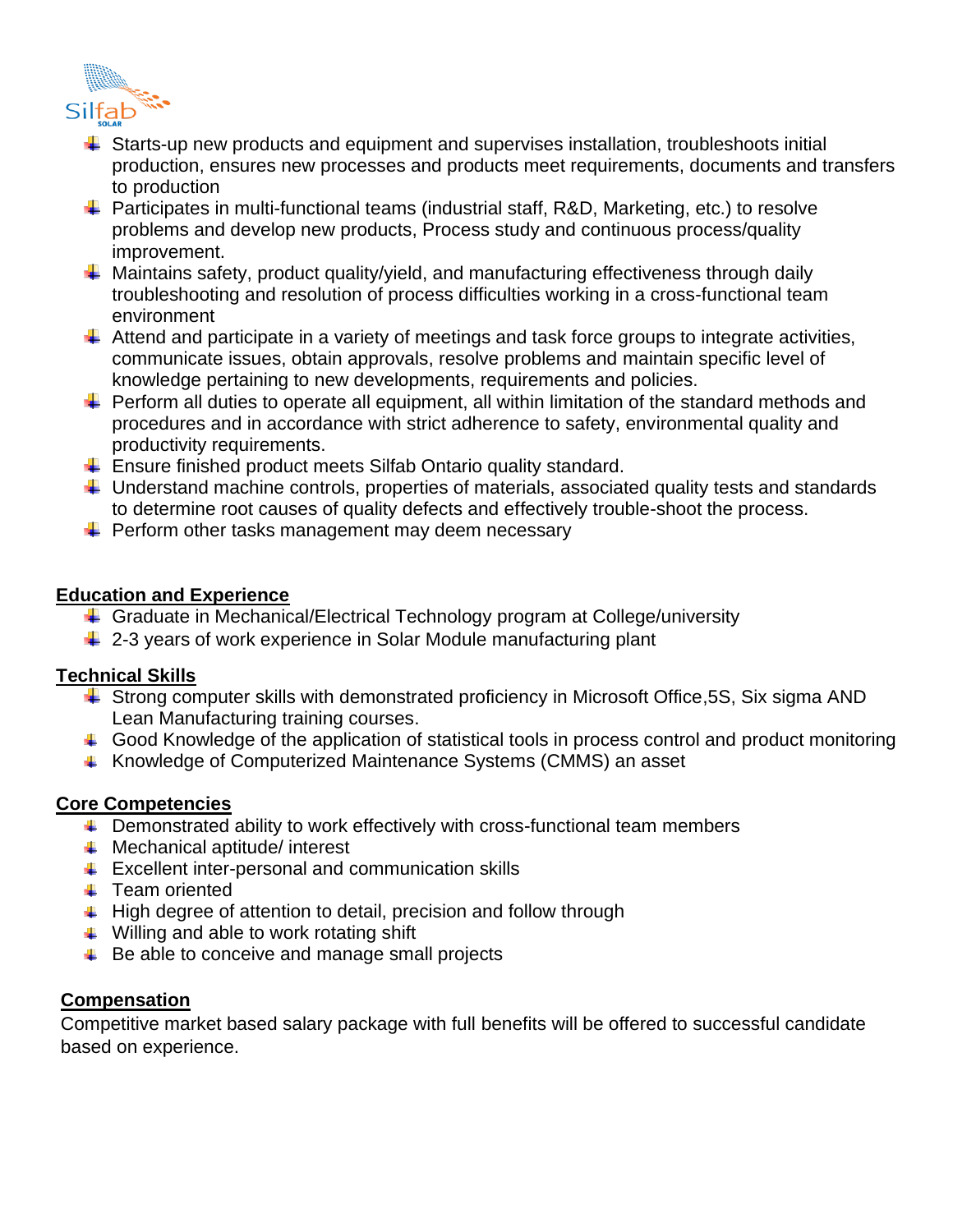- Starts-up new products and equipment and supervises installation, troubleshoots initial production, ensures new processes and products meet requirements, documents and transfers to production
- Participates in multi-functional teams (industrial staff, R&D, Marketing, etc.) to resolve problems and develop new products, Process study and continuous process/quality improvement.
- Maintains safety, product quality/yield, and manufacturing effectiveness through daily troubleshooting and resolution of process difficulties working in a cross-functional team environment
- Attend and participate in a variety of meetings and task force groups to integrate activities, communicate issues, obtain approvals, resolve problems and maintain specific level of knowledge pertaining to new developments, requirements and policies.
- Perform all duties to operate all equipment, all within limitation of the standard methods and procedures and in accordance with strict adherence to safety, environmental quality and productivity requirements.
- Ensure finished product meets Silfab Ontario quality standard.
- Understand machine controls, properties of materials, associated quality tests and standards to determine root causes of quality defects and effectively trouble-shoot the process.
- Perform other tasks management may deem necessary

## Education and Experience

- Graduate in Mechanical/Electrical Technology program at College/university
- 2-3 years of work experience in Solar Module manufacturing plant

## Technical Skills

- Strong computer skills with demonstrated proficiency in Microsoft Office,5S, Six sigma AND Lean Manufacturing training courses.
- Good Knowledge of the application of statistical tools in process control and product monitoring
- Knowledge of Computerized Maintenance Systems (CMMS) an asset

## Core Competencies

- Demonstrated ability to work effectively with cross-functional team members
- Mechanical aptitude/ interest
- Excellent inter-personal and communication skills
- Team oriented
- High degree of attention to detail, precision and follow through
- Willing and able to work rotating shift
- Be able to conceive and manage small projects

## Compensation

Competitive market based salary package with full benefits will be offered to successful candidate based on experience.